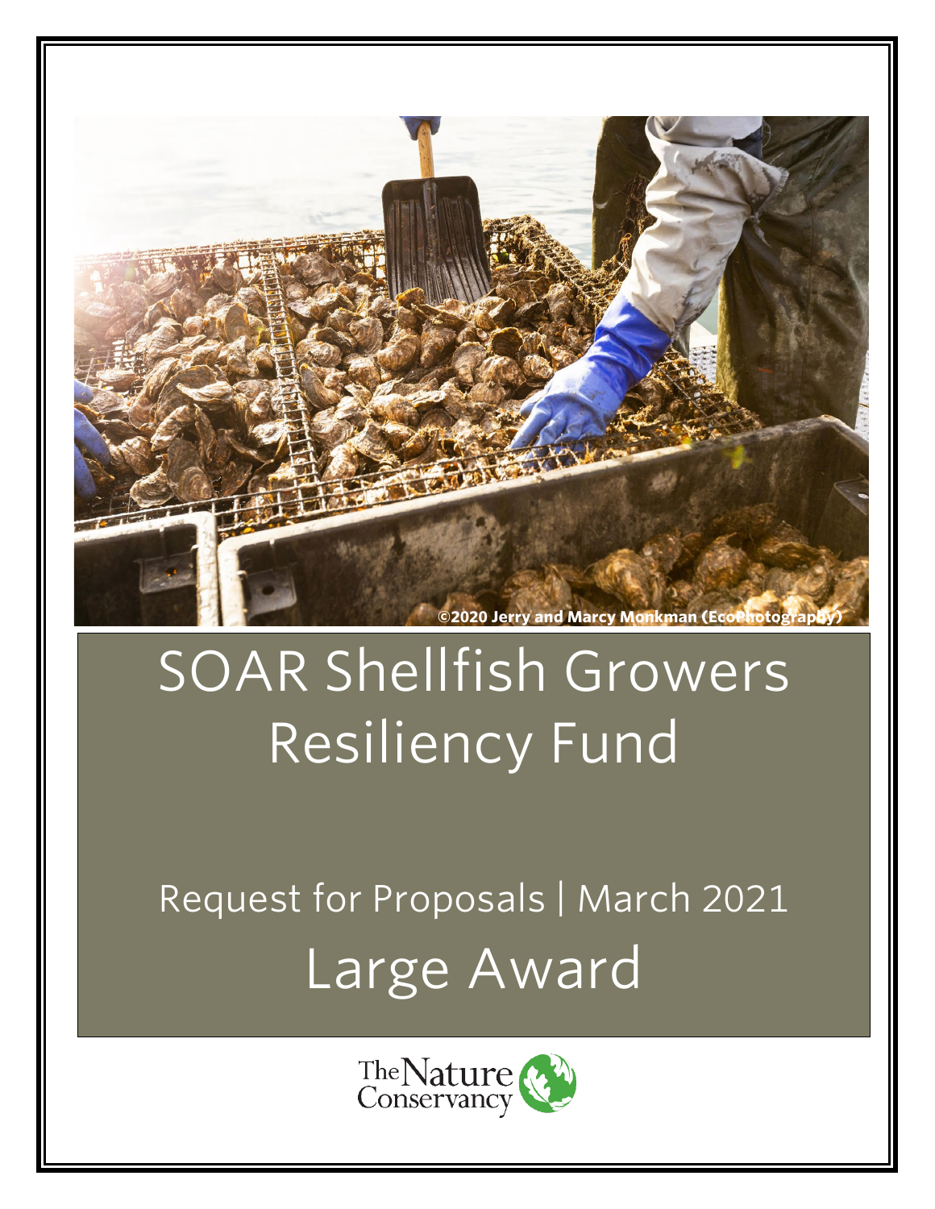©2020 Jerry and Marcy Monkman (EcoPhotography)

# SOAR Shellfish Growers Resiliency Fund

## Request for Proposals | March 2021

# Large Award

The Nature Conservancy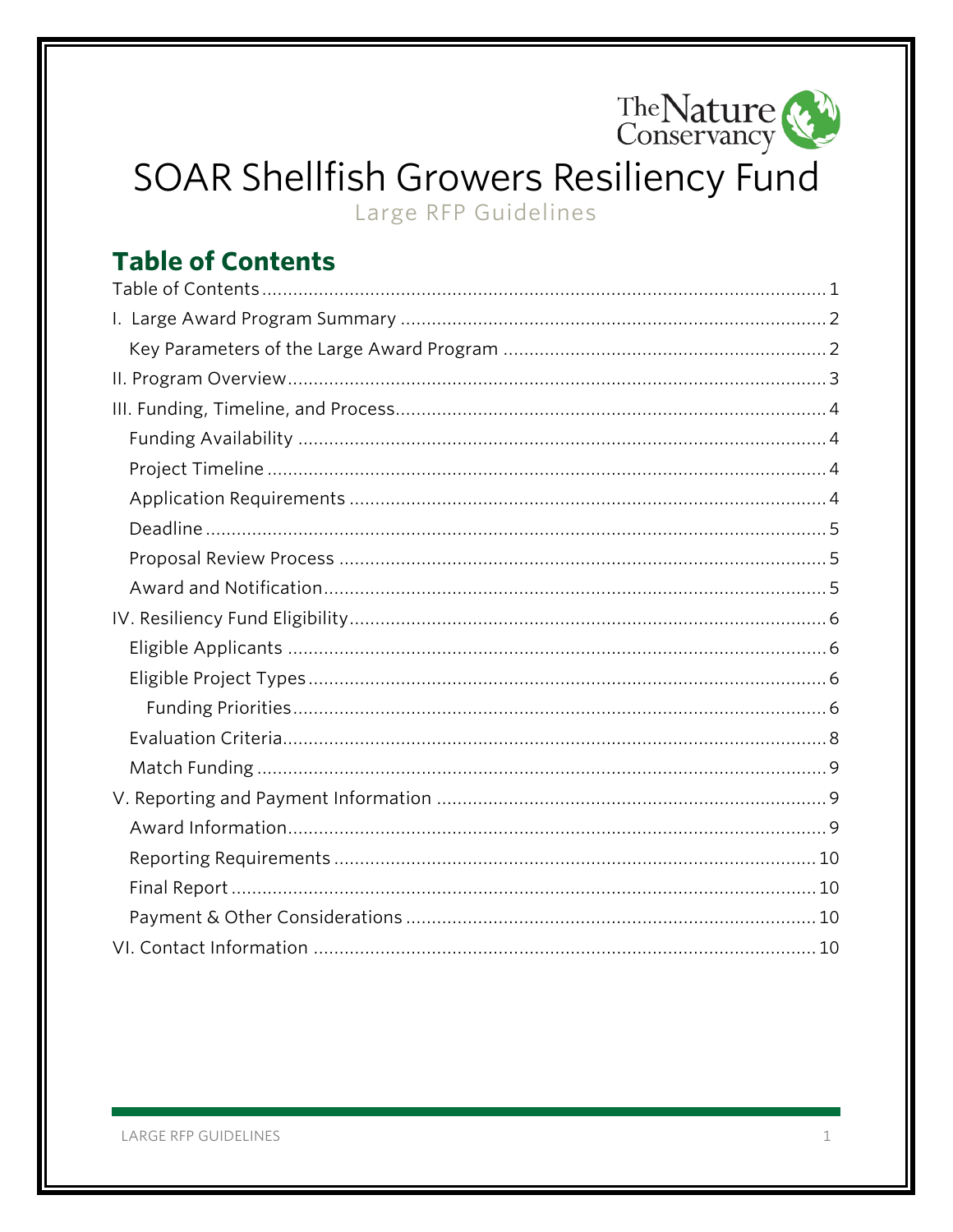# SOAR Shellfish Growers Resiliency Fund

Large RFP Guidelines

## Table of Contents

Table of Contents .......... 1

I. Large Award Program Summary .......... 2

- Key Parameters of the Large Award Program .......... 2

II. Program Overview .......... 3

III. Funding, Timeline, and Process .......... 4

- Funding Availability .......... 4
- Project Timeline .......... 4
- Application Requirements .......... 4
- Deadline .......... 5
- Proposal Review Process .......... 5
- Award and Notification .......... 5

IV. Resiliency Fund Eligibility .......... 6

- Eligible Applicants .......... 6
- Eligible Project Types .......... 6
  - Funding Priorities .......... 6
- Evaluation Criteria .......... 8
- Match Funding .......... 9

V. Reporting and Payment Information .......... 9

- Award Information .......... 9
- Reporting Requirements .......... 10
- Final Report .......... 10
- Payment & Other Considerations .......... 10

VI. Contact Information .......... 10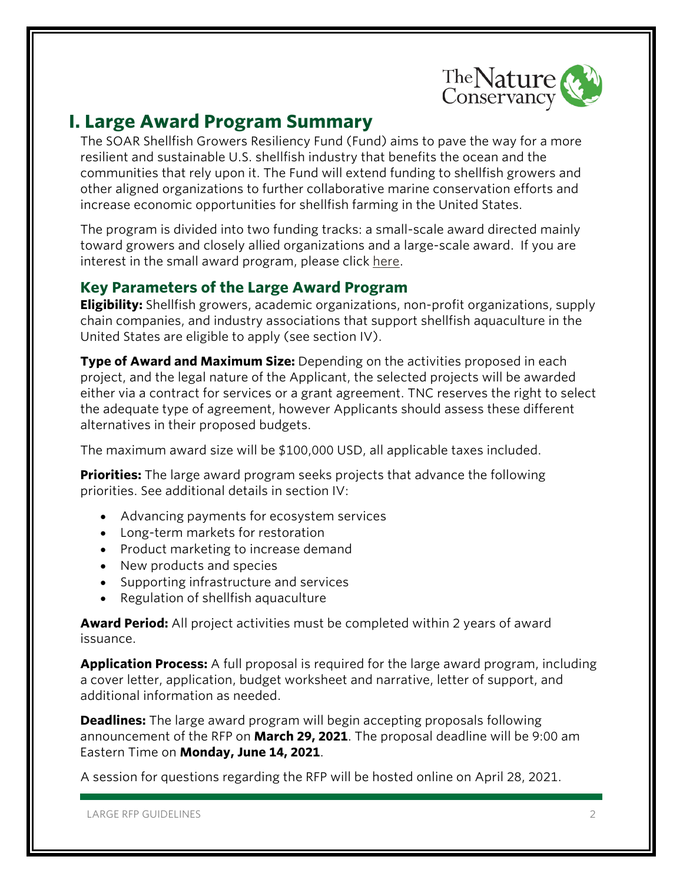# I. Large Award Program Summary

The SOAR Shellfish Growers Resiliency Fund (Fund) aims to pave the way for a more resilient and sustainable U.S. shellfish industry that benefits the ocean and the communities that rely upon it. The Fund will extend funding to shellfish growers and other aligned organizations to further collaborative marine conservation efforts and increase economic opportunities for shellfish farming in the United States.

The program is divided into two funding tracks: a small-scale award directed mainly toward growers and closely allied organizations and a large-scale award. If you are interest in the small award program, please click here.

## Key Parameters of the Large Award Program

**Eligibility:** Shellfish growers, academic organizations, non-profit organizations, supply chain companies, and industry associations that support shellfish aquaculture in the United States are eligible to apply (see section IV).

**Type of Award and Maximum Size:** Depending on the activities proposed in each project, and the legal nature of the Applicant, the selected projects will be awarded either via a contract for services or a grant agreement. TNC reserves the right to select the adequate type of agreement, however Applicants should assess these different alternatives in their proposed budgets.

The maximum award size will be $100,000 USD, all applicable taxes included.

**Priorities:** The large award program seeks projects that advance the following priorities. See additional details in section IV:

- Advancing payments for ecosystem services
- Long-term markets for restoration
- Product marketing to increase demand
- New products and species
- Supporting infrastructure and services
- Regulation of shellfish aquaculture

**Award Period:** All project activities must be completed within 2 years of award issuance.

**Application Process:** A full proposal is required for the large award program, including a cover letter, application, budget worksheet and narrative, letter of support, and additional information as needed.

**Deadlines:** The large award program will begin accepting proposals following announcement of the RFP on **March 29, 2021**. The proposal deadline will be 9:00 am Eastern Time on **Monday, June 14, 2021**.

A session for questions regarding the RFP will be hosted online on April 28, 2021.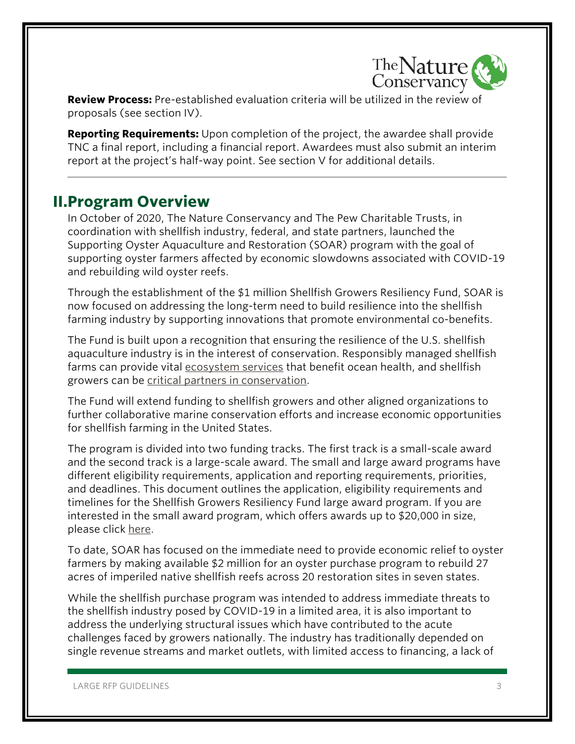**Review Process:** Pre-established evaluation criteria will be utilized in the review of proposals (see section IV).

**Reporting Requirements:** Upon completion of the project, the awardee shall provide TNC a final report, including a financial report. Awardees must also submit an interim report at the project's half-way point. See section V for additional details.

---

## II. Program Overview

In October of 2020, The Nature Conservancy and The Pew Charitable Trusts, in coordination with shellfish industry, federal, and state partners, launched the Supporting Oyster Aquaculture and Restoration (SOAR) program with the goal of supporting oyster farmers affected by economic slowdowns associated with COVID-19 and rebuilding wild oyster reefs.

Through the establishment of the $1 million Shellfish Growers Resiliency Fund, SOAR is now focused on addressing the long-term need to build resilience into the shellfish farming industry by supporting innovations that promote environmental co-benefits.

The Fund is built upon a recognition that ensuring the resilience of the U.S. shellfish aquaculture industry is in the interest of conservation. Responsibly managed shellfish farms can provide vital ecosystem services that benefit ocean health, and shellfish growers can be critical partners in conservation.

The Fund will extend funding to shellfish growers and other aligned organizations to further collaborative marine conservation efforts and increase economic opportunities for shellfish farming in the United States.

The program is divided into two funding tracks. The first track is a small-scale award and the second track is a large-scale award. The small and large award programs have different eligibility requirements, application and reporting requirements, priorities, and deadlines. This document outlines the application, eligibility requirements and timelines for the Shellfish Growers Resiliency Fund large award program. If you are interested in the small award program, which offers awards up to $20,000 in size, please click here.

To date, SOAR has focused on the immediate need to provide economic relief to oyster farmers by making available $2 million for an oyster purchase program to rebuild 27 acres of imperiled native shellfish reefs across 20 restoration sites in seven states.

While the shellfish purchase program was intended to address immediate threats to the shellfish industry posed by COVID-19 in a limited area, it is also important to address the underlying structural issues which have contributed to the acute challenges faced by growers nationally. The industry has traditionally depended on single revenue streams and market outlets, with limited access to financing, a lack of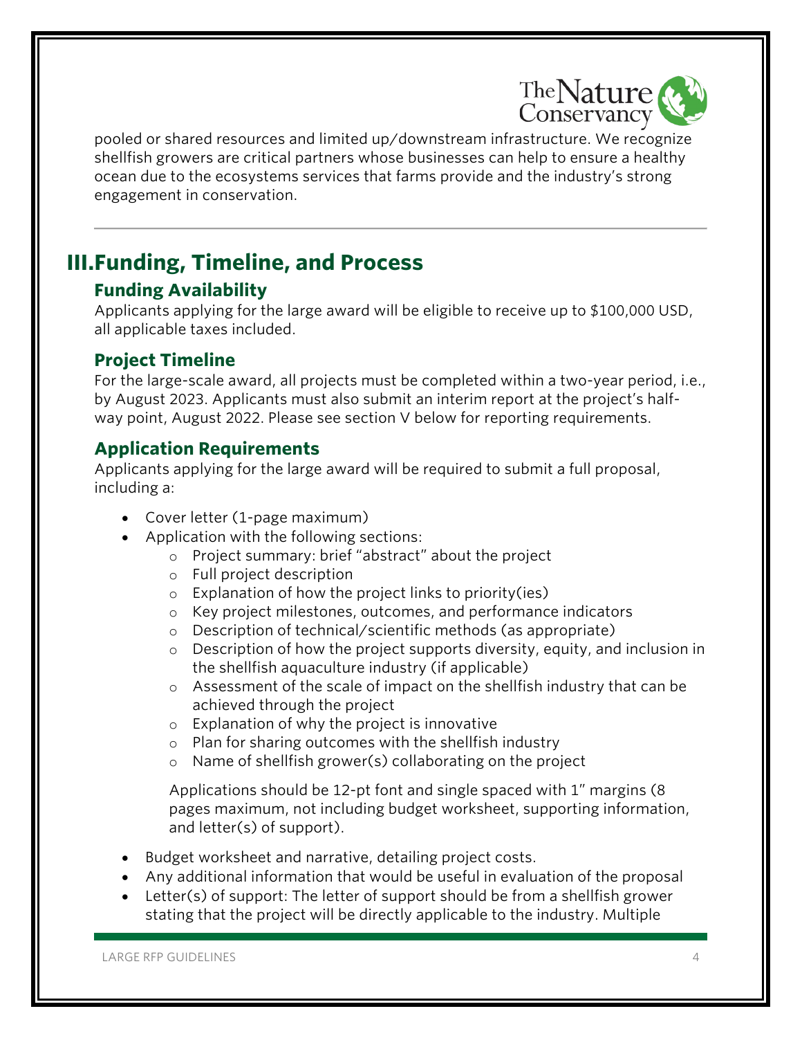pooled or shared resources and limited up/downstream infrastructure. We recognize shellfish growers are critical partners whose businesses can help to ensure a healthy ocean due to the ecosystems services that farms provide and the industry's strong engagement in conservation.

---

# III. Funding, Timeline, and Process

## Funding Availability

Applicants applying for the large award will be eligible to receive up to $100,000 USD, all applicable taxes included.

## Project Timeline

For the large-scale award, all projects must be completed within a two-year period, i.e., by August 2023. Applicants must also submit an interim report at the project's half-way point, August 2022. Please see section V below for reporting requirements.

## Application Requirements

Applicants applying for the large award will be required to submit a full proposal, including a:

- Cover letter (1-page maximum)
- Application with the following sections:
  - Project summary: brief "abstract" about the project
  - Full project description
  - Explanation of how the project links to priority(ies)
  - Key project milestones, outcomes, and performance indicators
  - Description of technical/scientific methods (as appropriate)
  - Description of how the project supports diversity, equity, and inclusion in the shellfish aquaculture industry (if applicable)
  - Assessment of the scale of impact on the shellfish industry that can be achieved through the project
  - Explanation of why the project is innovative
  - Plan for sharing outcomes with the shellfish industry
  - Name of shellfish grower(s) collaborating on the project

  Applications should be 12-pt font and single spaced with 1" margins (8 pages maximum, not including budget worksheet, supporting information, and letter(s) of support).

- Budget worksheet and narrative, detailing project costs.
- Any additional information that would be useful in evaluation of the proposal
- Letter(s) of support: The letter of support should be from a shellfish grower stating that the project will be directly applicable to the industry. Multiple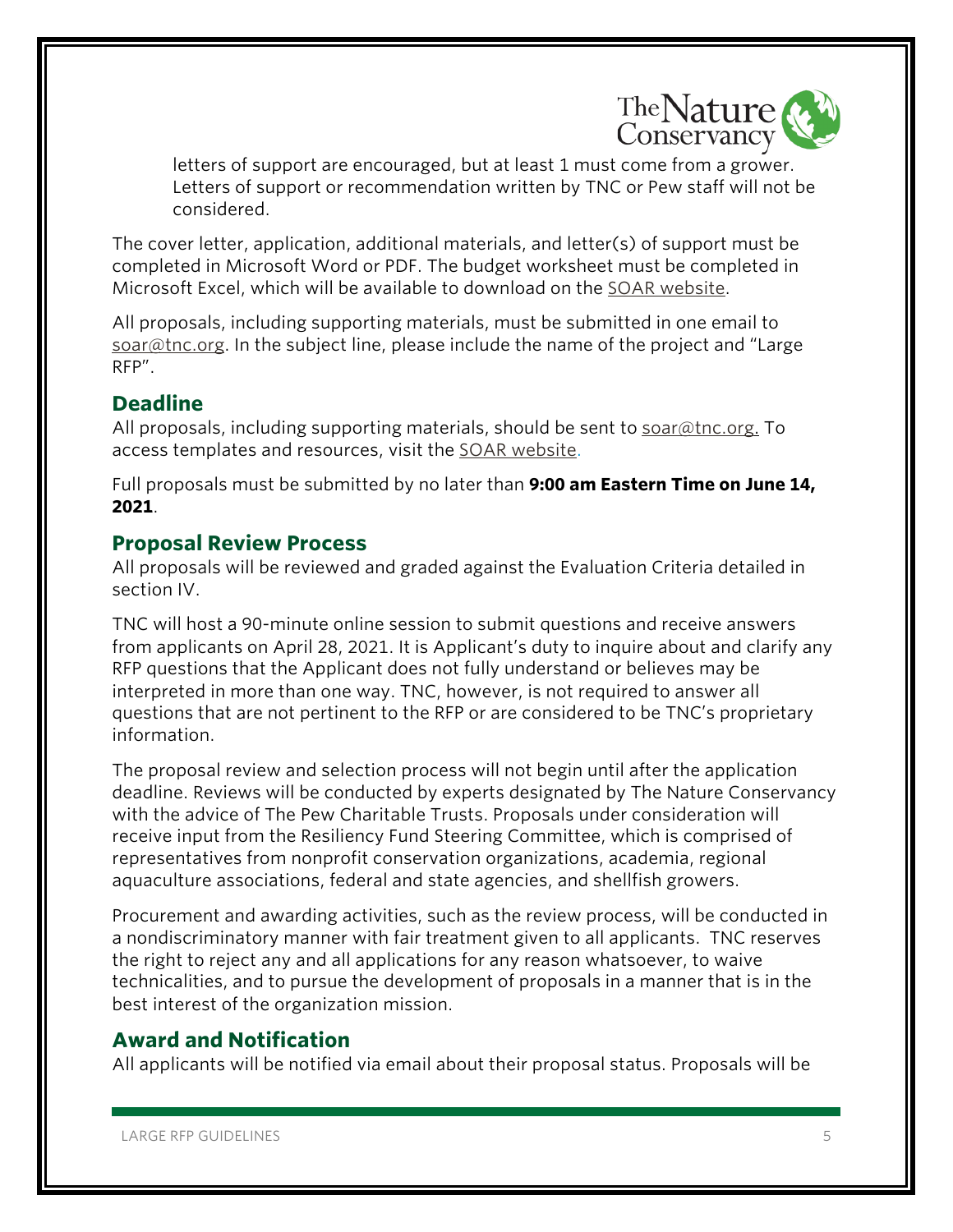letters of support are encouraged, but at least 1 must come from a grower. Letters of support or recommendation written by TNC or Pew staff will not be considered.

The cover letter, application, additional materials, and letter(s) of support must be completed in Microsoft Word or PDF. The budget worksheet must be completed in Microsoft Excel, which will be available to download on the SOAR website.

All proposals, including supporting materials, must be submitted in one email to soar@tnc.org. In the subject line, please include the name of the project and "Large RFP".

## Deadline

All proposals, including supporting materials, should be sent to soar@tnc.org. To access templates and resources, visit the SOAR website.

Full proposals must be submitted by no later than **9:00 am Eastern Time on June 14, 2021**.

## Proposal Review Process

All proposals will be reviewed and graded against the Evaluation Criteria detailed in section IV.

TNC will host a 90-minute online session to submit questions and receive answers from applicants on April 28, 2021. It is Applicant's duty to inquire about and clarify any RFP questions that the Applicant does not fully understand or believes may be interpreted in more than one way. TNC, however, is not required to answer all questions that are not pertinent to the RFP or are considered to be TNC's proprietary information.

The proposal review and selection process will not begin until after the application deadline. Reviews will be conducted by experts designated by The Nature Conservancy with the advice of The Pew Charitable Trusts. Proposals under consideration will receive input from the Resiliency Fund Steering Committee, which is comprised of representatives from nonprofit conservation organizations, academia, regional aquaculture associations, federal and state agencies, and shellfish growers.

Procurement and awarding activities, such as the review process, will be conducted in a nondiscriminatory manner with fair treatment given to all applicants. TNC reserves the right to reject any and all applications for any reason whatsoever, to waive technicalities, and to pursue the development of proposals in a manner that is in the best interest of the organization mission.

## Award and Notification

All applicants will be notified via email about their proposal status. Proposals will be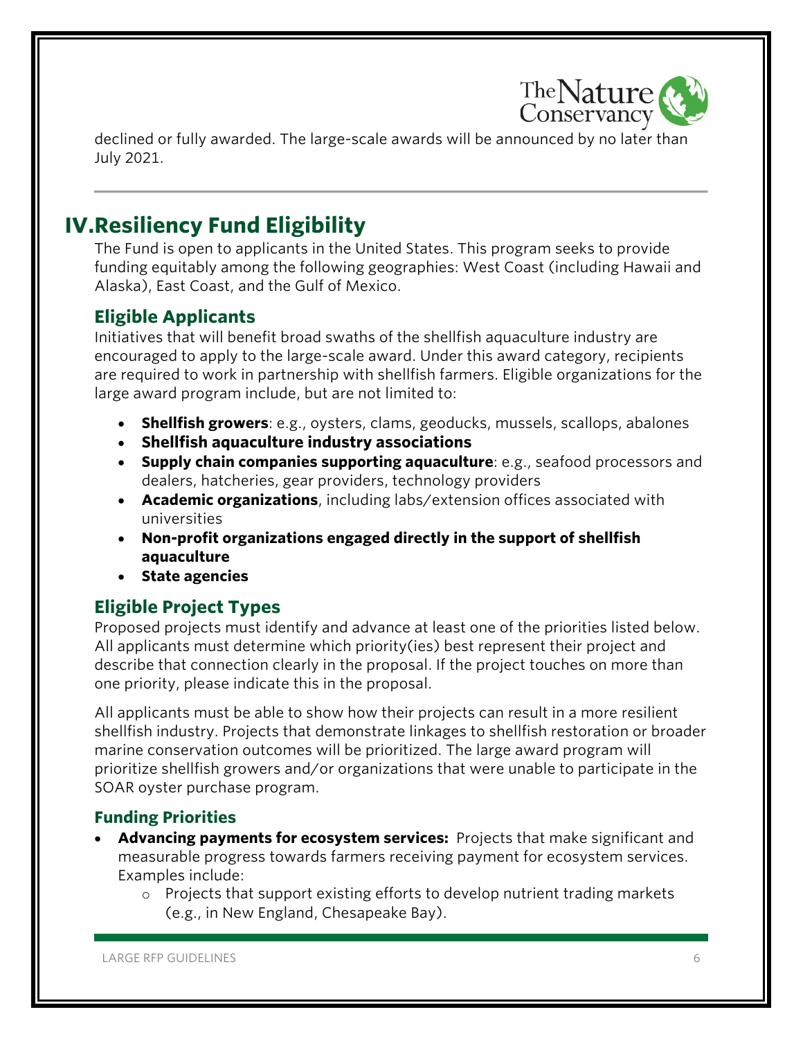declined or fully awarded. The large-scale awards will be announced by no later than July 2021.

---

# IV. Resiliency Fund Eligibility

The Fund is open to applicants in the United States. This program seeks to provide funding equitably among the following geographies: West Coast (including Hawaii and Alaska), East Coast, and the Gulf of Mexico.

## Eligible Applicants

Initiatives that will benefit broad swaths of the shellfish aquaculture industry are encouraged to apply to the large-scale award. Under this award category, recipients are required to work in partnership with shellfish farmers. Eligible organizations for the large award program include, but are not limited to:

- **Shellfish growers**: e.g., oysters, clams, geoducks, mussels, scallops, abalones
- **Shellfish aquaculture industry associations**
- **Supply chain companies supporting aquaculture**: e.g., seafood processors and dealers, hatcheries, gear providers, technology providers
- **Academic organizations**, including labs/extension offices associated with universities
- **Non-profit organizations engaged directly in the support of shellfish aquaculture**
- **State agencies**

## Eligible Project Types

Proposed projects must identify and advance at least one of the priorities listed below. All applicants must determine which priority(ies) best represent their project and describe that connection clearly in the proposal. If the project touches on more than one priority, please indicate this in the proposal.

All applicants must be able to show how their projects can result in a more resilient shellfish industry. Projects that demonstrate linkages to shellfish restoration or broader marine conservation outcomes will be prioritized. The large award program will prioritize shellfish growers and/or organizations that were unable to participate in the SOAR oyster purchase program.

### Funding Priorities

- **Advancing payments for ecosystem services:** Projects that make significant and measurable progress towards farmers receiving payment for ecosystem services. Examples include:
  - Projects that support existing efforts to develop nutrient trading markets (e.g., in New England, Chesapeake Bay).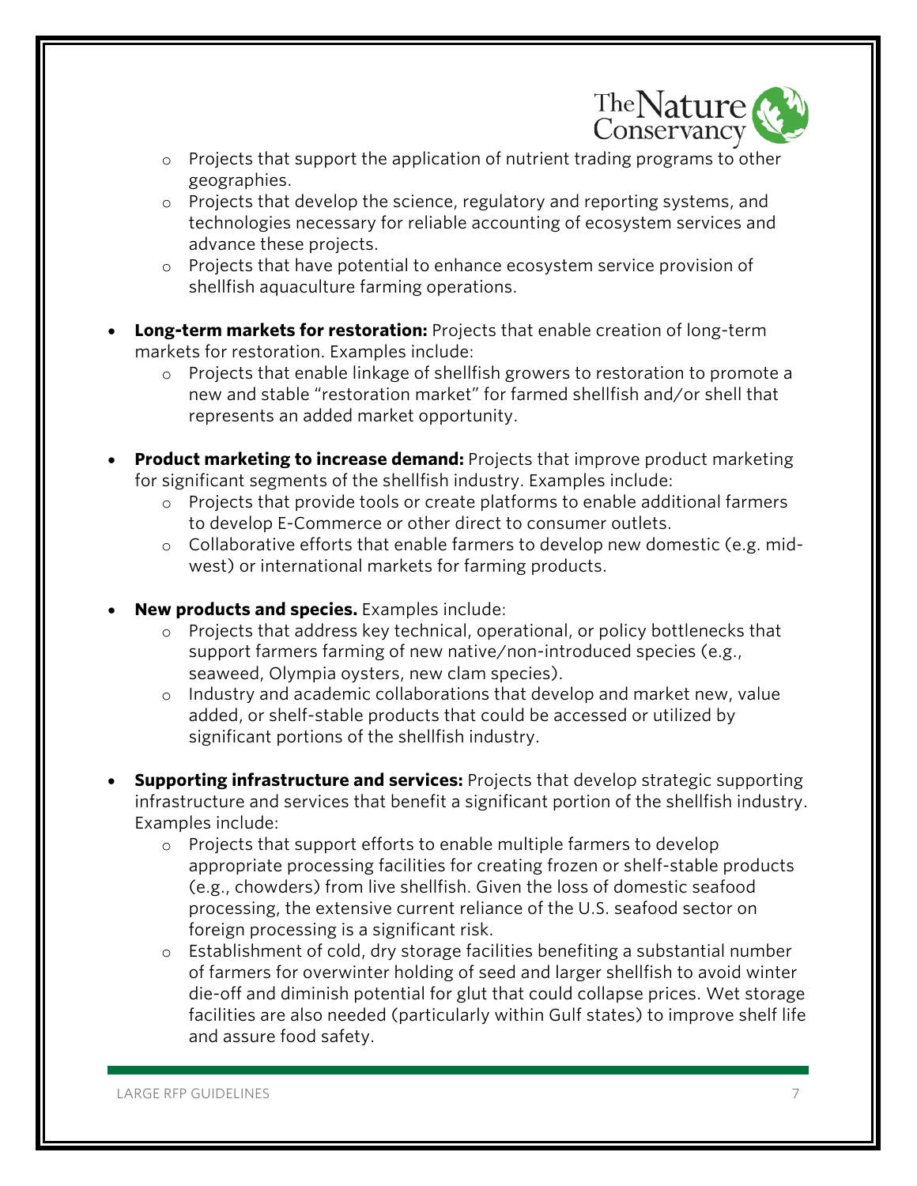- Projects that support the application of nutrient trading programs to other geographies.
  - Projects that develop the science, regulatory and reporting systems, and technologies necessary for reliable accounting of ecosystem services and advance these projects.
  - Projects that have potential to enhance ecosystem service provision of shellfish aquaculture farming operations.

- **Long-term markets for restoration:** Projects that enable creation of long-term markets for restoration. Examples include:
  - Projects that enable linkage of shellfish growers to restoration to promote a new and stable "restoration market" for farmed shellfish and/or shell that represents an added market opportunity.

- **Product marketing to increase demand:** Projects that improve product marketing for significant segments of the shellfish industry. Examples include:
  - Projects that provide tools or create platforms to enable additional farmers to develop E-Commerce or other direct to consumer outlets.
  - Collaborative efforts that enable farmers to develop new domestic (e.g. mid-west) or international markets for farming products.

- **New products and species.** Examples include:
  - Projects that address key technical, operational, or policy bottlenecks that support farmers farming of new native/non-introduced species (e.g., seaweed, Olympia oysters, new clam species).
  - Industry and academic collaborations that develop and market new, value added, or shelf-stable products that could be accessed or utilized by significant portions of the shellfish industry.

- **Supporting infrastructure and services:** Projects that develop strategic supporting infrastructure and services that benefit a significant portion of the shellfish industry. Examples include:
  - Projects that support efforts to enable multiple farmers to develop appropriate processing facilities for creating frozen or shelf-stable products (e.g., chowders) from live shellfish. Given the loss of domestic seafood processing, the extensive current reliance of the U.S. seafood sector on foreign processing is a significant risk.
  - Establishment of cold, dry storage facilities benefiting a substantial number of farmers for overwinter holding of seed and larger shellfish to avoid winter die-off and diminish potential for glut that could collapse prices. Wet storage facilities are also needed (particularly within Gulf states) to improve shelf life and assure food safety.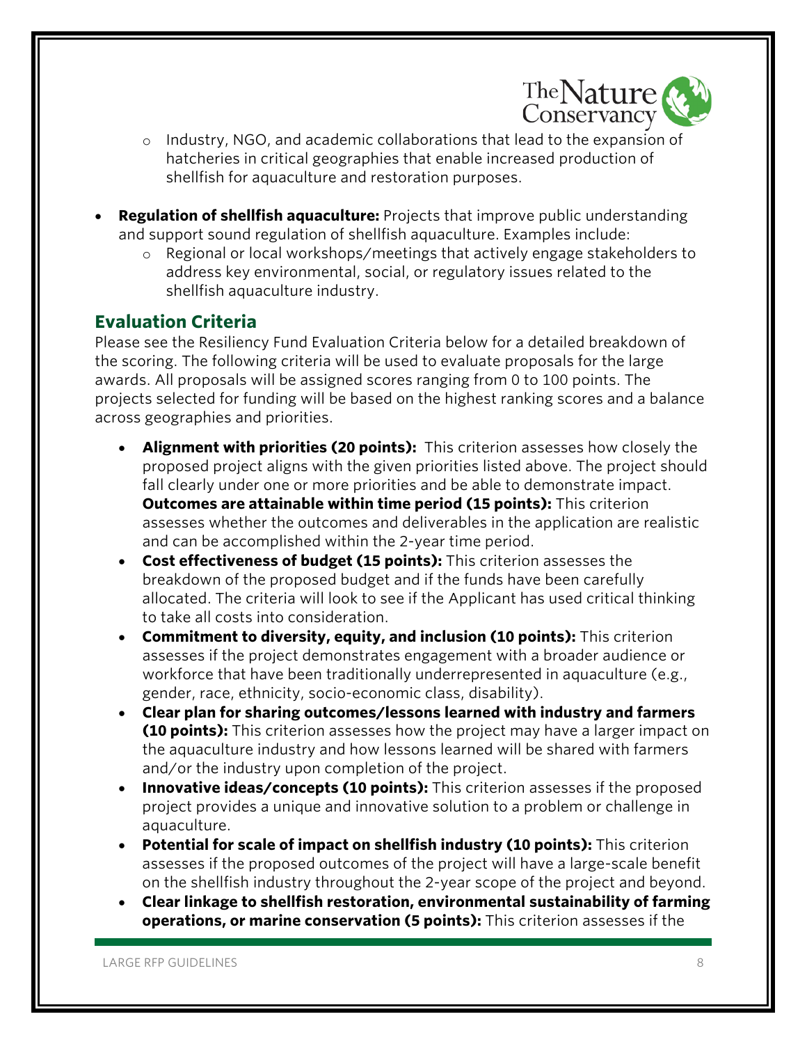- Industry, NGO, and academic collaborations that lead to the expansion of hatcheries in critical geographies that enable increased production of shellfish for aquaculture and restoration purposes.

- **Regulation of shellfish aquaculture:** Projects that improve public understanding and support sound regulation of shellfish aquaculture. Examples include:
  - Regional or local workshops/meetings that actively engage stakeholders to address key environmental, social, or regulatory issues related to the shellfish aquaculture industry.

## Evaluation Criteria

Please see the Resiliency Fund Evaluation Criteria below for a detailed breakdown of the scoring. The following criteria will be used to evaluate proposals for the large awards. All proposals will be assigned scores ranging from 0 to 100 points. The projects selected for funding will be based on the highest ranking scores and a balance across geographies and priorities.

- **Alignment with priorities (20 points):** This criterion assesses how closely the proposed project aligns with the given priorities listed above. The project should fall clearly under one or more priorities and be able to demonstrate impact. **Outcomes are attainable within time period (15 points):** This criterion assesses whether the outcomes and deliverables in the application are realistic and can be accomplished within the 2-year time period.
- **Cost effectiveness of budget (15 points):** This criterion assesses the breakdown of the proposed budget and if the funds have been carefully allocated. The criteria will look to see if the Applicant has used critical thinking to take all costs into consideration.
- **Commitment to diversity, equity, and inclusion (10 points):** This criterion assesses if the project demonstrates engagement with a broader audience or workforce that have been traditionally underrepresented in aquaculture (e.g., gender, race, ethnicity, socio-economic class, disability).
- **Clear plan for sharing outcomes/lessons learned with industry and farmers (10 points):** This criterion assesses how the project may have a larger impact on the aquaculture industry and how lessons learned will be shared with farmers and/or the industry upon completion of the project.
- **Innovative ideas/concepts (10 points):** This criterion assesses if the proposed project provides a unique and innovative solution to a problem or challenge in aquaculture.
- **Potential for scale of impact on shellfish industry (10 points):** This criterion assesses if the proposed outcomes of the project will have a large-scale benefit on the shellfish industry throughout the 2-year scope of the project and beyond.
- **Clear linkage to shellfish restoration, environmental sustainability of farming operations, or marine conservation (5 points):** This criterion assesses if the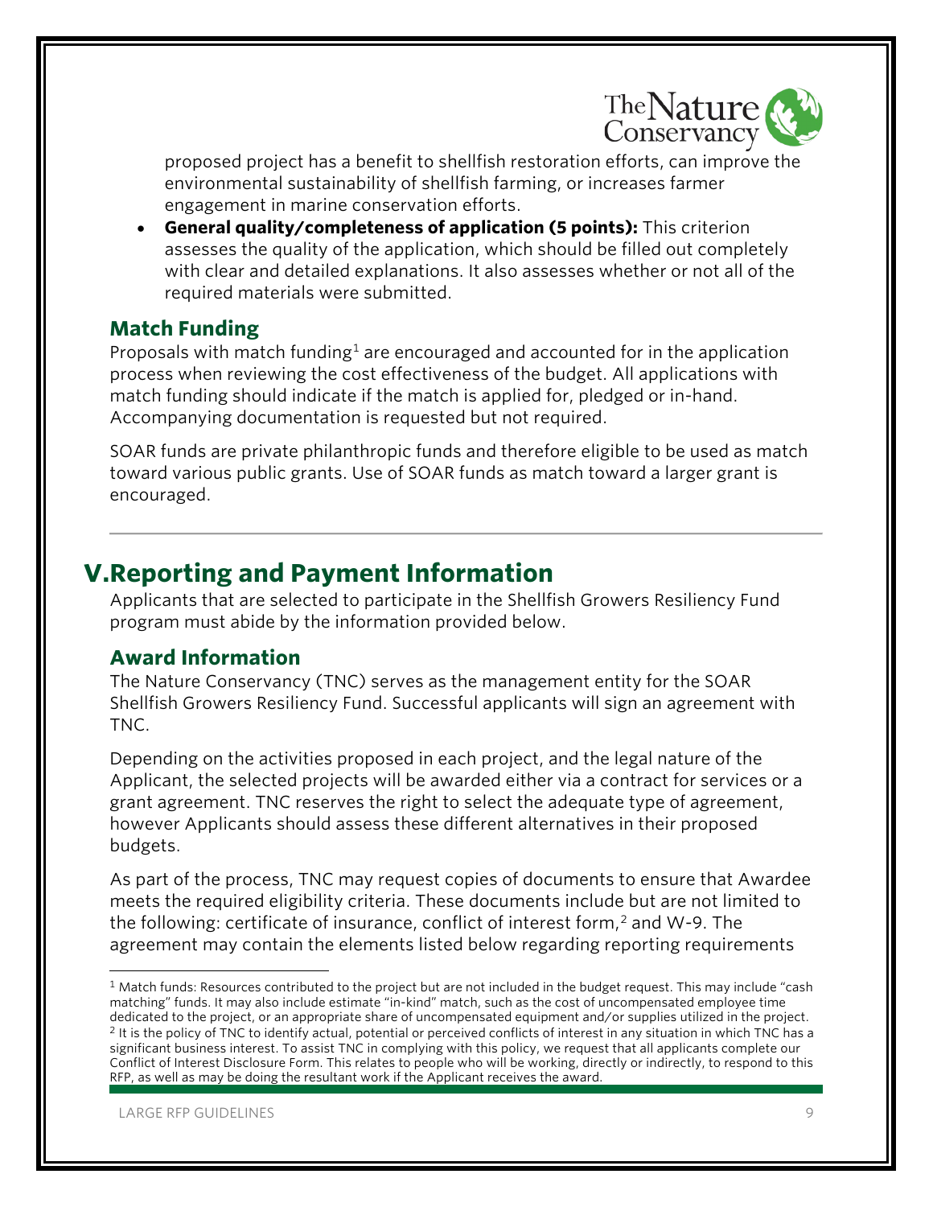proposed project has a benefit to shellfish restoration efforts, can improve the environmental sustainability of shellfish farming, or increases farmer engagement in marine conservation efforts.

- **General quality/completeness of application (5 points):** This criterion assesses the quality of the application, which should be filled out completely with clear and detailed explanations. It also assesses whether or not all of the required materials were submitted.

### Match Funding

Proposals with match funding[1] are encouraged and accounted for in the application process when reviewing the cost effectiveness of the budget. All applications with match funding should indicate if the match is applied for, pledged or in-hand. Accompanying documentation is requested but not required.

SOAR funds are private philanthropic funds and therefore eligible to be used as match toward various public grants. Use of SOAR funds as match toward a larger grant is encouraged.

---

## V. Reporting and Payment Information

Applicants that are selected to participate in the Shellfish Growers Resiliency Fund program must abide by the information provided below.

### Award Information

The Nature Conservancy (TNC) serves as the management entity for the SOAR Shellfish Growers Resiliency Fund. Successful applicants will sign an agreement with TNC.

Depending on the activities proposed in each project, and the legal nature of the Applicant, the selected projects will be awarded either via a contract for services or a grant agreement. TNC reserves the right to select the adequate type of agreement, however Applicants should assess these different alternatives in their proposed budgets.

As part of the process, TNC may request copies of documents to ensure that Awardee meets the required eligibility criteria. These documents include but are not limited to the following: certificate of insurance, conflict of interest form,[2] and W-9. The agreement may contain the elements listed below regarding reporting requirements

---

[1] Match funds: Resources contributed to the project but are not included in the budget request. This may include "cash matching" funds. It may also include estimate "in-kind" match, such as the cost of uncompensated employee time dedicated to the project, or an appropriate share of uncompensated equipment and/or supplies utilized in the project.

[2] It is the policy of TNC to identify actual, potential or perceived conflicts of interest in any situation in which TNC has a significant business interest. To assist TNC in complying with this policy, we request that all applicants complete our Conflict of Interest Disclosure Form. This relates to people who will be working, directly or indirectly, to respond to this RFP, as well as may be doing the resultant work if the Applicant receives the award.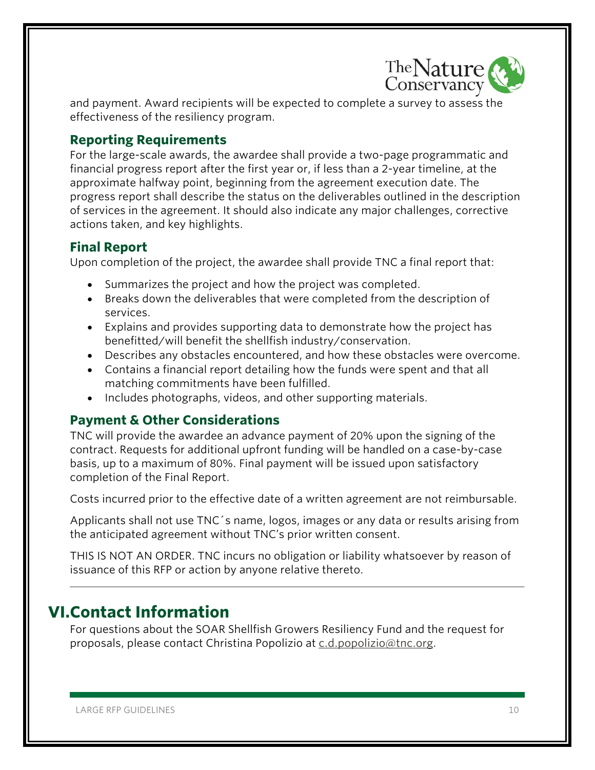and payment. Award recipients will be expected to complete a survey to assess the effectiveness of the resiliency program.

### Reporting Requirements

For the large-scale awards, the awardee shall provide a two-page programmatic and financial progress report after the first year or, if less than a 2-year timeline, at the approximate halfway point, beginning from the agreement execution date. The progress report shall describe the status on the deliverables outlined in the description of services in the agreement. It should also indicate any major challenges, corrective actions taken, and key highlights.

### Final Report

Upon completion of the project, the awardee shall provide TNC a final report that:

- Summarizes the project and how the project was completed.
- Breaks down the deliverables that were completed from the description of services.
- Explains and provides supporting data to demonstrate how the project has benefitted/will benefit the shellfish industry/conservation.
- Describes any obstacles encountered, and how these obstacles were overcome.
- Contains a financial report detailing how the funds were spent and that all matching commitments have been fulfilled.
- Includes photographs, videos, and other supporting materials.

### Payment & Other Considerations

TNC will provide the awardee an advance payment of 20% upon the signing of the contract. Requests for additional upfront funding will be handled on a case-by-case basis, up to a maximum of 80%. Final payment will be issued upon satisfactory completion of the Final Report.

Costs incurred prior to the effective date of a written agreement are not reimbursable.

Applicants shall not use TNC´s name, logos, images or any data or results arising from the anticipated agreement without TNC's prior written consent.

THIS IS NOT AN ORDER. TNC incurs no obligation or liability whatsoever by reason of issuance of this RFP or action by anyone relative thereto.

---

## VI. Contact Information

For questions about the SOAR Shellfish Growers Resiliency Fund and the request for proposals, please contact Christina Popolizio at c.d.popolizio@tnc.org.